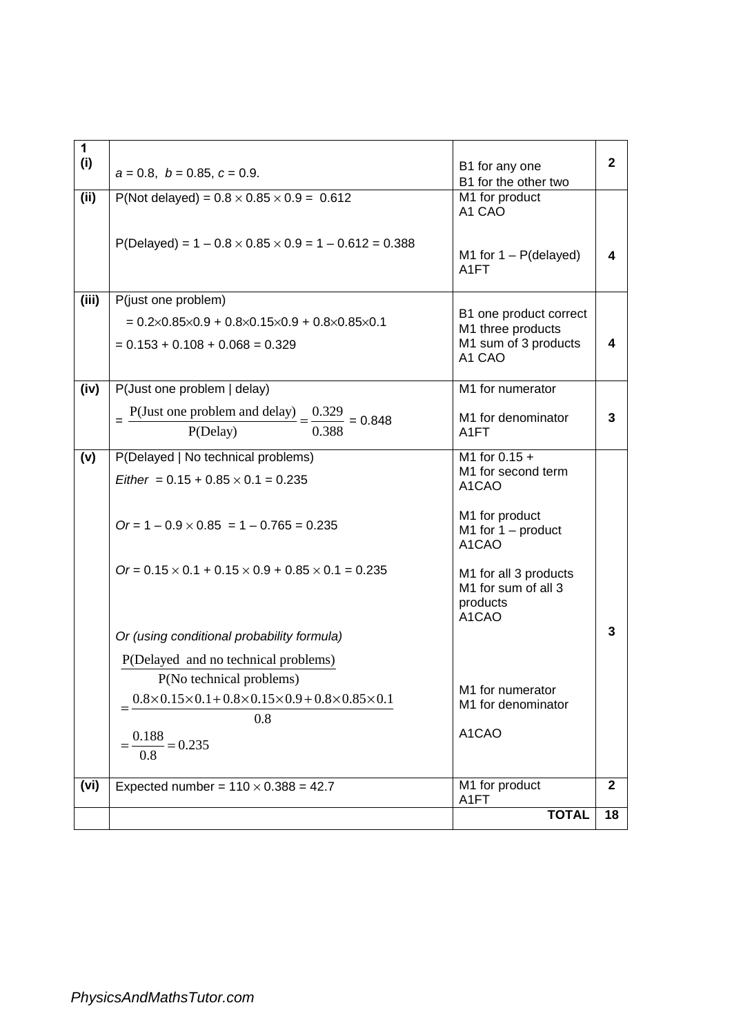| 1 (i) | $a = 0.8$, $b = 0.85$, $c = 0.9$. | B1 for any one<br>B1 for the other two | 2 |
|---|---|---|---|
| (ii) | P(Not delayed) = $0.8 \times 0.85 \times 0.9 = 0.612$<br><br>P(Delayed) = $1 - 0.8 \times 0.85 \times 0.9 = 1 - 0.612 = 0.388$ | M1 for product<br>A1 CAO<br><br>M1 for 1 – P(delayed)<br>A1FT | 4 |
| (iii) | P(just one problem)<br>$= 0.2\times0.85\times0.9 + 0.8\times0.15\times0.9 + 0.8\times0.85\times0.1$<br>$= 0.153 + 0.108 + 0.068 = 0.329$ | B1 one product correct<br>M1 three products<br>M1 sum of 3 products<br>A1 CAO | 4 |
| (iv) | P(Just one problem \| delay)<br>$= \dfrac{\text{P(Just one problem and delay)}}{\text{P(Delay)}} = \dfrac{0.329}{0.388} = 0.848$ | M1 for numerator<br><br>M1 for denominator<br>A1FT | 3 |
| (v) | P(Delayed \| No technical problems)<br>*Either* $= 0.15 + 0.85 \times 0.1 = 0.235$<br><br>*Or* $= 1 - 0.9 \times 0.85 = 1 - 0.765 = 0.235$<br><br>*Or* $= 0.15 \times 0.1 + 0.15 \times 0.9 + 0.85 \times 0.1 = 0.235$<br><br>*Or (using conditional probability formula)*<br>$\dfrac{\text{P(Delayed and no technical problems)}}{\text{P(No technical problems)}}$<br>$= \dfrac{0.8\times0.15\times0.1 + 0.8\times0.15\times0.9 + 0.8\times0.85\times0.1}{0.8}$<br>$= \dfrac{0.188}{0.8} = 0.235$ | M1 for 0.15 +<br>M1 for second term<br>A1CAO<br><br>M1 for product<br>M1 for 1 – product<br>A1CAO<br><br>M1 for all 3 products<br>M1 for sum of all 3 products<br>A1CAO<br><br>M1 for numerator<br>M1 for denominator<br><br>A1CAO | 3 |
| (vi) | Expected number = $110 \times 0.388 = 42.7$ | M1 for product<br>A1FT | 2 |
| | | **TOTAL** | **18** |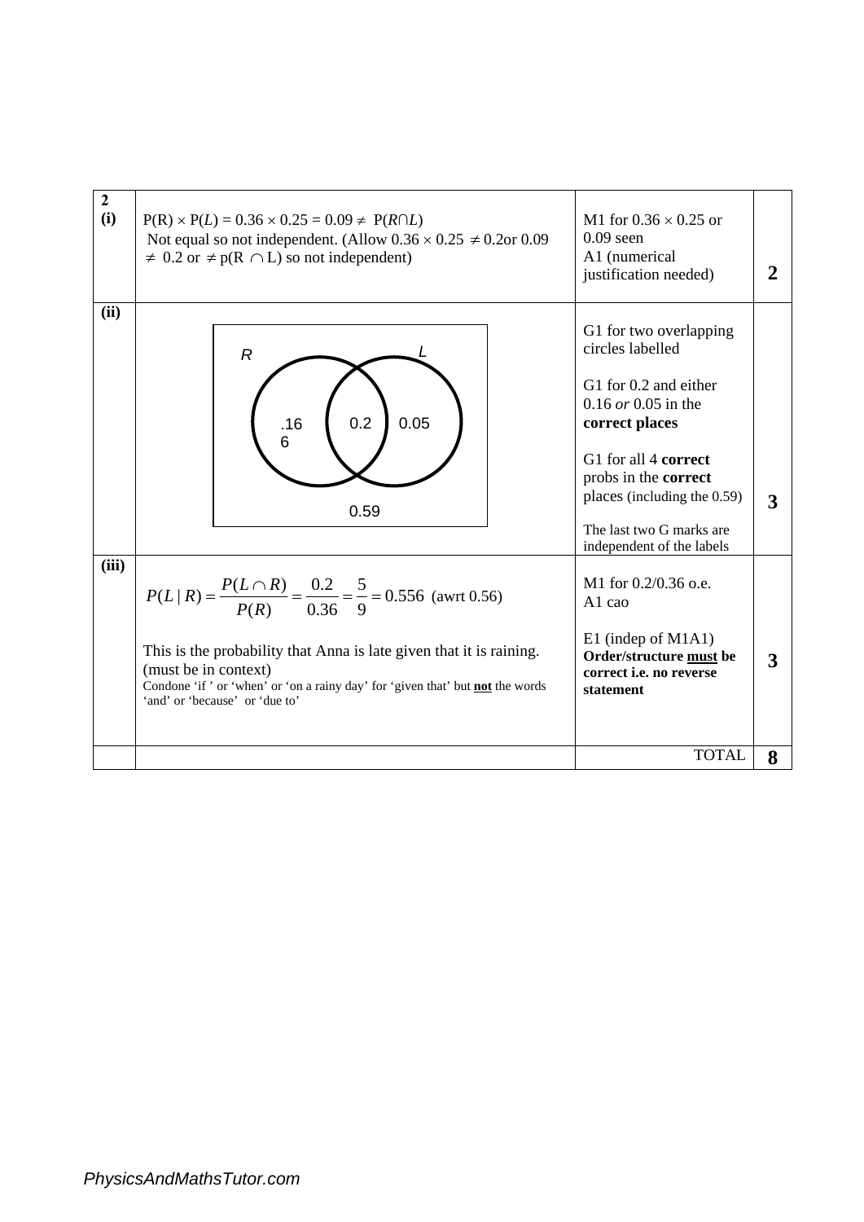| | | | |
|---|---|---|---|
| **2 (i)** | $P(R) \times P(L) = 0.36 \times 0.25 = 0.09 \neq P(R \cap L)$<br>Not equal so not independent. (Allow $0.36 \times 0.25 \neq 0.2$or $0.09 \neq 0.2$ or $\neq p(R \cap L)$ so not independent) | M1 for $0.36 \times 0.25$ or 0.09 seen<br>A1 (numerical justification needed) | **2** |
| **(ii)** | Venn diagram: two overlapping circles labelled *R* and *L*; R only: .166; $R \cap L$: 0.2; L only: 0.05; outside: 0.59 | G1 for two overlapping circles labelled<br><br>G1 for 0.2 and either 0.16 *or* 0.05 in the **correct places**<br><br>G1 for all 4 **correct** probs in the **correct** places (including the 0.59)<br><br>The last two G marks are independent of the labels | **3** |
| **(iii)** | $$P(L \mid R) = \frac{P(L \cap R)}{P(R)} = \frac{0.2}{0.36} = \frac{5}{9} = 0.556 \text{ (awrt 0.56)}$$<br>This is the probability that Anna is late given that it is raining. (must be in context)<br>Condone 'if ' or 'when' or 'on a rainy day' for 'given that' but **not** the words 'and' or 'because' or 'due to' | M1 for 0.2/0.36 o.e.<br>A1 cao<br><br>E1 (indep of M1A1)<br>**Order/structure must be correct i.e. no reverse statement** | **3** |
| | | TOTAL | **8** |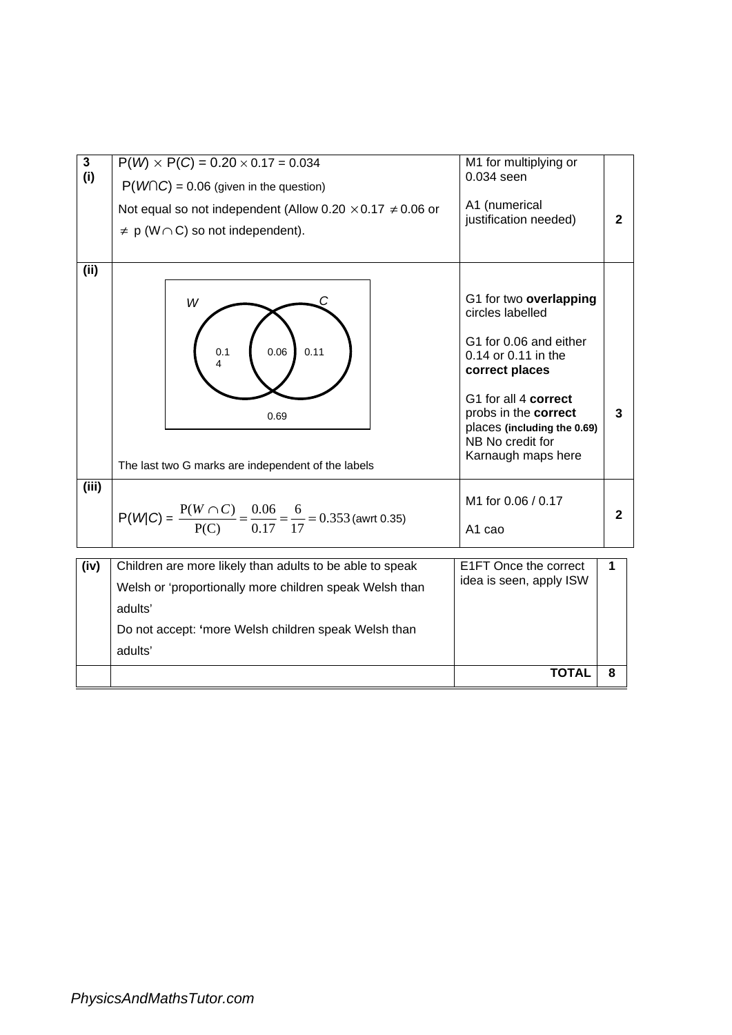| 3 (i) | $P(W) \times P(C) = 0.20 \times 0.17 = 0.034$<br>$P(W \cap C) = 0.06$ (given in the question)<br>Not equal so not independent (Allow $0.20 \times 0.17 \neq 0.06$ or $\neq$ p $(W \cap C)$ so not independent). | M1 for multiplying or 0.034 seen<br>A1 (numerical justification needed) | 2 |
|---|---|---|---|
| (ii) | Venn diagram: two overlapping circles labelled *W* and *C*; *W* only: 0.14, $W \cap C$: 0.06, *C* only: 0.11, outside: 0.69<br>The last two G marks are independent of the labels | G1 for two **overlapping** circles labelled<br>G1 for 0.06 and either 0.14 or 0.11 in the **correct places**<br>G1 for all 4 **correct** probs in the **correct** places **(including the 0.69)**<br>NB No credit for Karnaugh maps here | 3 |
| (iii) | $P(W\vert C) = \frac{P(W \cap C)}{P(C)} = \frac{0.06}{0.17} = \frac{6}{17} = 0.353$ (awrt 0.35) | M1 for 0.06 / 0.17<br>A1 cao | 2 |
| (iv) | Children are more likely than adults to be able to speak Welsh or 'proportionally more children speak Welsh than adults'<br>Do not accept: 'more Welsh children speak Welsh than adults' | E1FT Once the correct idea is seen, apply ISW | 1 |
| | | **TOTAL** | **8** |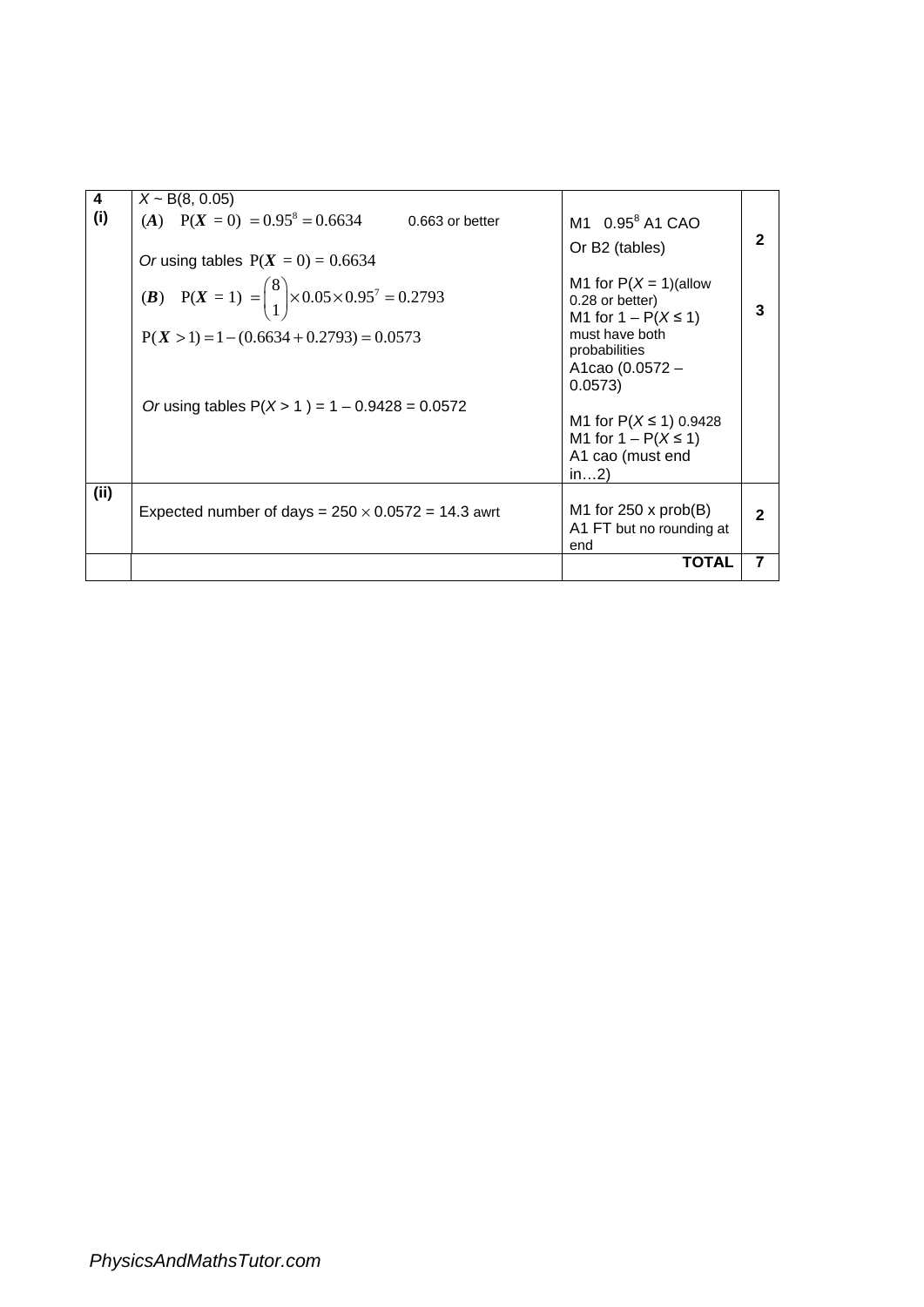| | | | |
|---|---|---|---|
| **4** **(i)** | $X \sim B(8, 0.05)$<br>**(A)** $P(X = 0) = 0.95^8 = 0.6634$ 0.663 or better<br>*Or* using tables $P(X = 0) = 0.6634$<br>**(B)** $P(X = 1) = \binom{8}{1} \times 0.05 \times 0.95^7 = 0.2793$<br>$P(X > 1) = 1 - (0.6634 + 0.2793) = 0.0573$<br>*Or* using tables $P(X > 1) = 1 - 0.9428 = 0.0572$ | M1 $0.95^8$ A1 CAO<br>Or B2 (tables)<br>M1 for $P(X = 1)$(allow 0.28 or better)<br>M1 for $1 - P(X \le 1)$ must have both probabilities<br>A1cao (0.0572 – 0.0573)<br>M1 for $P(X \le 1)$ 0.9428<br>M1 for $1 - P(X \le 1)$<br>A1 cao (must end in…2) | 2<br><br>3 |
| **(ii)** | Expected number of days = $250 \times 0.0572 = 14.3$ awrt | M1 for 250 x prob(B)<br>A1 FT but no rounding at end | 2 |
| | | **TOTAL** | **7** |